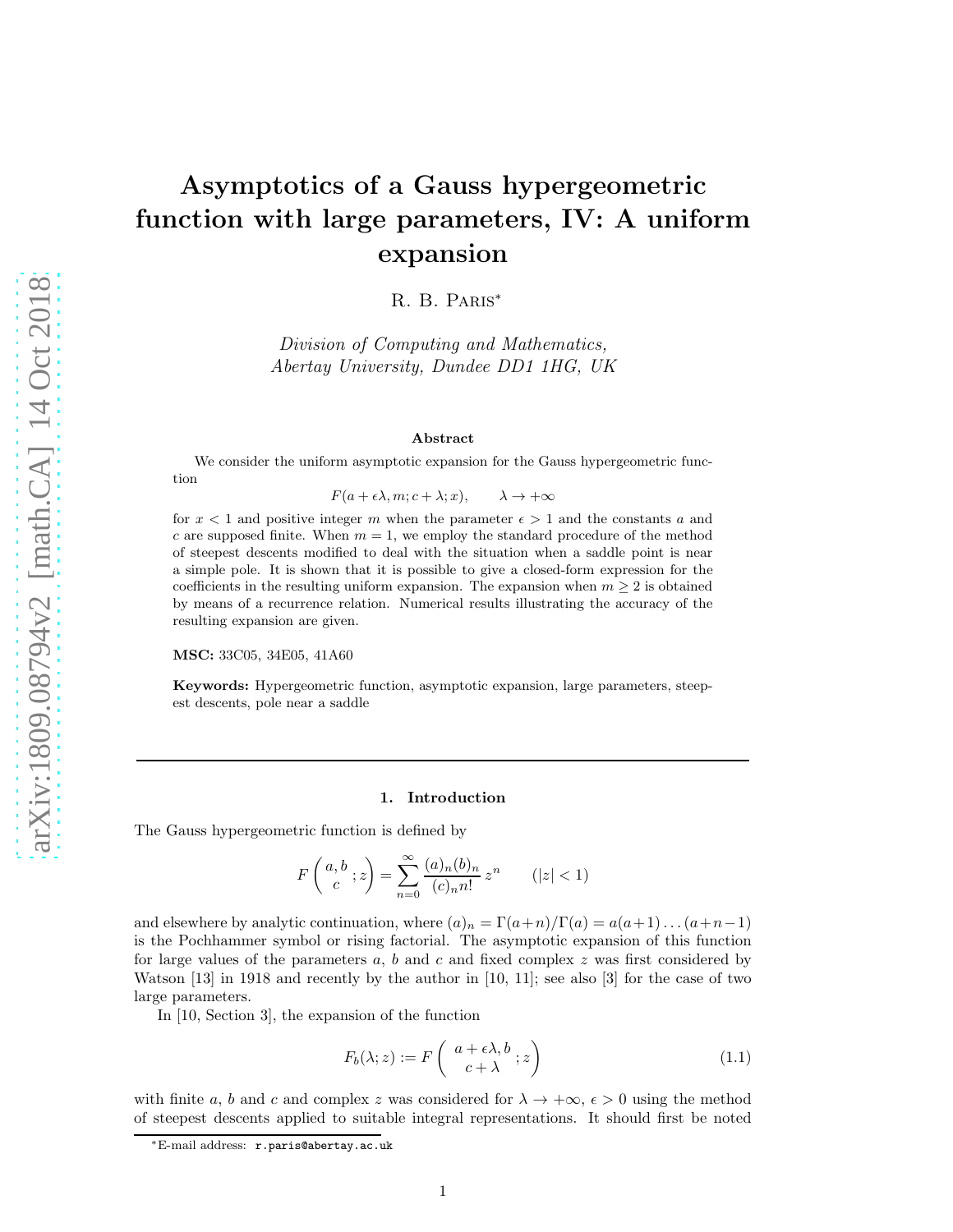# Asymptotics of a Gauss hypergeometric function with large parameters, IV: A uniform expansion

R. B. Paris[*]

*Division of Computing and Mathematics,*
*Abertay University, Dundee DD1 1HG, UK*

### Abstract

We consider the uniform asymptotic expansion for the Gauss hypergeometric function

$$F(a+\epsilon\lambda, m; c+\lambda; x), \qquad \lambda\to+\infty$$

for $x<1$ and positive integer $m$ when the parameter $\epsilon>1$ and the constants $a$ and $c$ are supposed finite. When $m=1$, we employ the standard procedure of the method of steepest descents modified to deal with the situation when a saddle point is near a simple pole. It is shown that it is possible to give a closed-form expression for the coefficients in the resulting uniform expansion. The expansion when $m\geq 2$ is obtained by means of a recurrence relation. Numerical results illustrating the accuracy of the resulting expansion are given.

**MSC:** 33C05, 34E05, 41A60

**Keywords:** Hypergeometric function, asymptotic expansion, large parameters, steepest descents, pole near a saddle

---

## 1. Introduction

The Gauss hypergeometric function is defined by

$$F\left(\begin{array}{c}a, b\\ c\end{array}; z\right)=\sum_{n=0}^\infty \frac{(a)_n(b)_n}{(c)_n n!}\,z^n \qquad (|z|<1)$$

and elsewhere by analytic continuation, where $(a)_n=\Gamma(a+n)/\Gamma(a)=a(a+1)\ldots(a+n-1)$ is the Pochhammer symbol or rising factorial. The asymptotic expansion of this function for large values of the parameters $a$, $b$ and $c$ and fixed complex $z$ was first considered by Watson [13] in 1918 and recently by the author in [10, 11]; see also [3] for the case of two large parameters.

In [10, Section 3], the expansion of the function

$$F_b(\lambda; z):=F\left(\begin{array}{c}a+\epsilon\lambda, b\\ c+\lambda\end{array}; z\right) \tag{1.1}$$

with finite $a$, $b$ and $c$ and complex $z$ was considered for $\lambda\to+\infty$, $\epsilon>0$ using the method of steepest descents applied to suitable integral representations. It should first be noted

[*] E-mail address: r.paris@abertay.ac.uk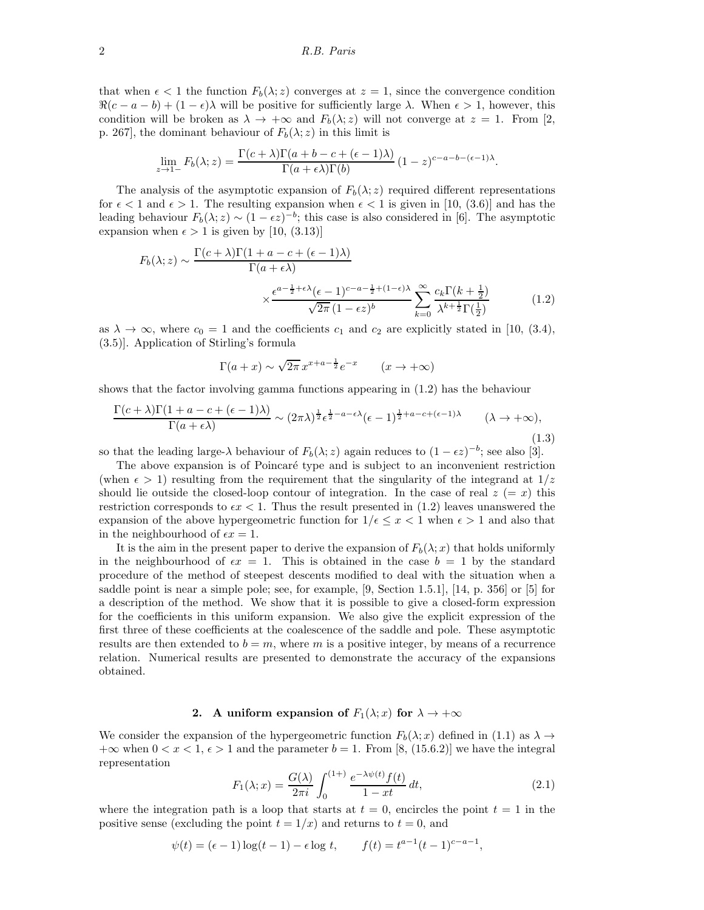that when $\epsilon < 1$ the function $F_b(\lambda; z)$ converges at $z = 1$, since the convergence condition $\Re(c - a - b) + (1 - \epsilon)\lambda$ will be positive for sufficiently large $\lambda$. When $\epsilon > 1$, however, this condition will be broken as $\lambda \to +\infty$ and $F_b(\lambda; z)$ will not converge at $z = 1$. From [2, p. 267], the dominant behaviour of $F_b(\lambda; z)$ in this limit is

$$\lim_{z\to 1-} F_b(\lambda; z) = \frac{\Gamma(c+\lambda)\Gamma(a+b-c+(\epsilon-1)\lambda)}{\Gamma(a+\epsilon\lambda)\Gamma(b)}\,(1-z)^{c-a-b-(\epsilon-1)\lambda}.$$

The analysis of the asymptotic expansion of $F_b(\lambda; z)$ required different representations for $\epsilon < 1$ and $\epsilon > 1$. The resulting expansion when $\epsilon < 1$ is given in [10, (3.6)] and has the leading behaviour $F_b(\lambda; z) \sim (1 - \epsilon z)^{-b}$; this case is also considered in [6]. The asymptotic expansion when $\epsilon > 1$ is given by [10, (3.13)]

$$F_b(\lambda; z) \sim \frac{\Gamma(c+\lambda)\Gamma(1+a-c+(\epsilon-1)\lambda)}{\Gamma(a+\epsilon\lambda)} \times \frac{\epsilon^{a-\frac{1}{2}+\epsilon\lambda}(\epsilon-1)^{c-a-\frac{1}{2}+(1-\epsilon)\lambda}}{\sqrt{2\pi}\,(1-\epsilon z)^b}\sum_{k=0}^{\infty}\frac{c_k\Gamma(k+\frac{1}{2})}{\lambda^{k+\frac{1}{2}}\Gamma(\frac{1}{2})} \tag{1.2}$$

as $\lambda \to \infty$, where $c_0 = 1$ and the coefficients $c_1$ and $c_2$ are explicitly stated in [10, (3.4), (3.5)]. Application of Stirling's formula

$$\Gamma(a+x) \sim \sqrt{2\pi}\,x^{x+a-\frac{1}{2}}e^{-x} \qquad (x \to +\infty)$$

shows that the factor involving gamma functions appearing in (1.2) has the behaviour

$$\frac{\Gamma(c+\lambda)\Gamma(1+a-c+(\epsilon-1)\lambda)}{\Gamma(a+\epsilon\lambda)} \sim (2\pi\lambda)^{\frac{1}{2}}\epsilon^{\frac{1}{2}-a-\epsilon\lambda}(\epsilon-1)^{\frac{1}{2}+a-c+(\epsilon-1)\lambda} \qquad (\lambda \to +\infty), \tag{1.3}$$

so that the leading large-$\lambda$ behaviour of $F_b(\lambda; z)$ again reduces to $(1 - \epsilon z)^{-b}$; see also [3].

The above expansion is of Poincaré type and is subject to an inconvenient restriction (when $\epsilon > 1$) resulting from the requirement that the singularity of the integrand at $1/z$ should lie outside the closed-loop contour of integration. In the case of real $z$ ($= x$) this restriction corresponds to $\epsilon x < 1$. Thus the result presented in (1.2) leaves unanswered the expansion of the above hypergeometric function for $1/\epsilon \leq x < 1$ when $\epsilon > 1$ and also that in the neighbourhood of $\epsilon x = 1$.

It is the aim in the present paper to derive the expansion of $F_b(\lambda; x)$ that holds uniformly in the neighbourhood of $\epsilon x = 1$. This is obtained in the case $b = 1$ by the standard procedure of the method of steepest descents modified to deal with the situation when a saddle point is near a simple pole; see, for example, [9, Section 1.5.1], [14, p. 356] or [5] for a description of the method. We show that it is possible to give a closed-form expression for the coefficients in this uniform expansion. We also give the explicit expression of the first three of these coefficients at the coalescence of the saddle and pole. These asymptotic results are then extended to $b = m$, where $m$ is a positive integer, by means of a recurrence relation. Numerical results are presented to demonstrate the accuracy of the expansions obtained.

## 2. A uniform expansion of $F_1(\lambda; x)$ for $\lambda \to +\infty$

We consider the expansion of the hypergeometric function $F_b(\lambda; x)$ defined in (1.1) as $\lambda \to +\infty$ when $0 < x < 1$, $\epsilon > 1$ and the parameter $b = 1$. From [8, (15.6.2)] we have the integral representation

$$F_1(\lambda; x) = \frac{G(\lambda)}{2\pi i}\int_0^{(1+)} \frac{e^{-\lambda\psi(t)}f(t)}{1-xt}\,dt, \tag{2.1}$$

where the integration path is a loop that starts at $t = 0$, encircles the point $t = 1$ in the positive sense (excluding the point $t = 1/x$) and returns to $t = 0$, and

$$\psi(t) = (\epsilon-1)\log(t-1) - \epsilon\log\,t, \qquad f(t) = t^{a-1}(t-1)^{c-a-1},$$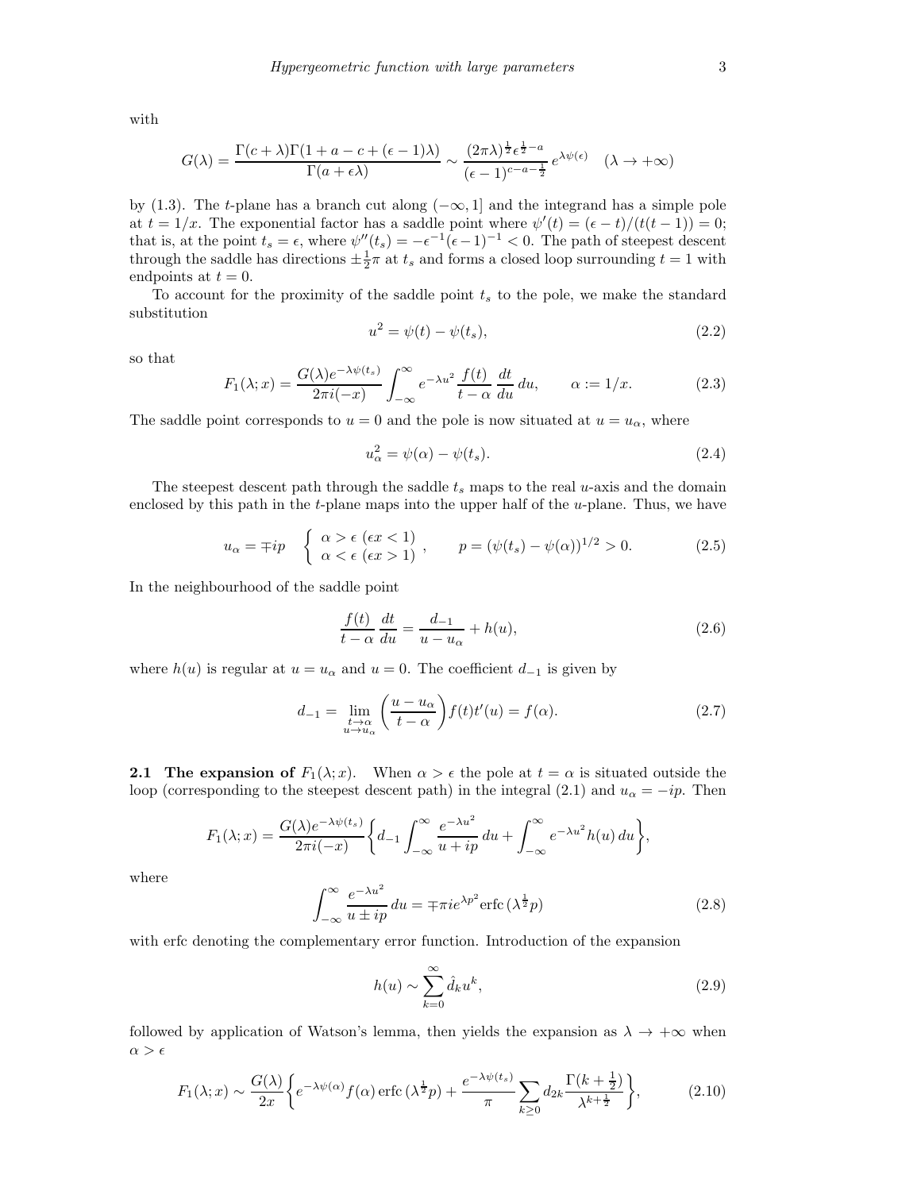with

$$G(\lambda)=\frac{\Gamma(c+\lambda)\Gamma(1+a-c+(\epsilon-1)\lambda)}{\Gamma(a+\epsilon\lambda)}\sim\frac{(2\pi\lambda)^{\frac{1}{2}}\epsilon^{\frac{1}{2}-a}}{(\epsilon-1)^{c-a-\frac{1}{2}}}\,e^{\lambda\psi(\epsilon)}\quad(\lambda\to+\infty)$$

by (1.3). The $t$-plane has a branch cut along $(-\infty,1]$ and the integrand has a simple pole at $t=1/x$. The exponential factor has a saddle point where $\psi'(t)=(\epsilon-t)/(t(t-1))=0$; that is, at the point $t_s=\epsilon$, where $\psi''(t_s)=-\epsilon^{-1}(\epsilon-1)^{-1}<0$. The path of steepest descent through the saddle has directions $\pm\frac{1}{2}\pi$ at $t_s$ and forms a closed loop surrounding $t=1$ with endpoints at $t=0$.

To account for the proximity of the saddle point $t_s$ to the pole, we make the standard substitution

$$u^2=\psi(t)-\psi(t_s), \tag{2.2}$$

so that

$$F_1(\lambda;x)=\frac{G(\lambda)e^{-\lambda\psi(t_s)}}{2\pi i(-x)}\int_{-\infty}^{\infty}e^{-\lambda u^2}\,\frac{f(t)}{t-\alpha}\,\frac{dt}{du}\,du,\qquad \alpha:=1/x. \tag{2.3}$$

The saddle point corresponds to $u=0$ and the pole is now situated at $u=u_\alpha$, where

$$u_\alpha^2=\psi(\alpha)-\psi(t_s). \tag{2.4}$$

The steepest descent path through the saddle $t_s$ maps to the real $u$-axis and the domain enclosed by this path in the $t$-plane maps into the upper half of the $u$-plane. Thus, we have

$$u_\alpha=\mp ip\quad\left\{\begin{array}{l}\alpha>\epsilon\ (\epsilon x<1)\\ \alpha<\epsilon\ (\epsilon x>1)\end{array}\right.,\qquad p=(\psi(t_s)-\psi(\alpha))^{1/2}>0. \tag{2.5}$$

In the neighbourhood of the saddle point

$$\frac{f(t)}{t-\alpha}\,\frac{dt}{du}=\frac{d_{-1}}{u-u_\alpha}+h(u), \tag{2.6}$$

where $h(u)$ is regular at $u=u_\alpha$ and $u=0$. The coefficient $d_{-1}$ is given by

$$d_{-1}=\lim_{\substack{t\to\alpha\\ u\to u_\alpha}}\left(\frac{u-u_\alpha}{t-\alpha}\right)f(t)t'(u)=f(\alpha). \tag{2.7}$$

**2.1 The expansion of $F_1(\lambda;x)$.** When $\alpha>\epsilon$ the pole at $t=\alpha$ is situated outside the loop (corresponding to the steepest descent path) in the integral (2.1) and $u_\alpha=-ip$. Then

$$F_1(\lambda;x)=\frac{G(\lambda)e^{-\lambda\psi(t_s)}}{2\pi i(-x)}\left\{d_{-1}\int_{-\infty}^{\infty}\frac{e^{-\lambda u^2}}{u+ip}\,du+\int_{-\infty}^{\infty}e^{-\lambda u^2}h(u)\,du\right\},$$

where

$$\int_{-\infty}^{\infty}\frac{e^{-\lambda u^2}}{u\pm ip}\,du=\mp\pi i e^{\lambda p^2}\mathrm{erfc}\,(\lambda^{\frac{1}{2}}p) \tag{2.8}$$

with erfc denoting the complementary error function. Introduction of the expansion

$$h(u)\sim\sum_{k=0}^{\infty}\hat{d}_k u^k, \tag{2.9}$$

followed by application of Watson's lemma, then yields the expansion as $\lambda\to+\infty$ when $\alpha>\epsilon$

$$F_1(\lambda;x)\sim\frac{G(\lambda)}{2x}\left\{e^{-\lambda\psi(\alpha)}f(\alpha)\,\mathrm{erfc}\,(\lambda^{\frac{1}{2}}p)+\frac{e^{-\lambda\psi(t_s)}}{\pi}\sum_{k\geq 0}d_{2k}\frac{\Gamma(k+\frac{1}{2})}{\lambda^{k+\frac{1}{2}}}\right\}, \tag{2.10}$$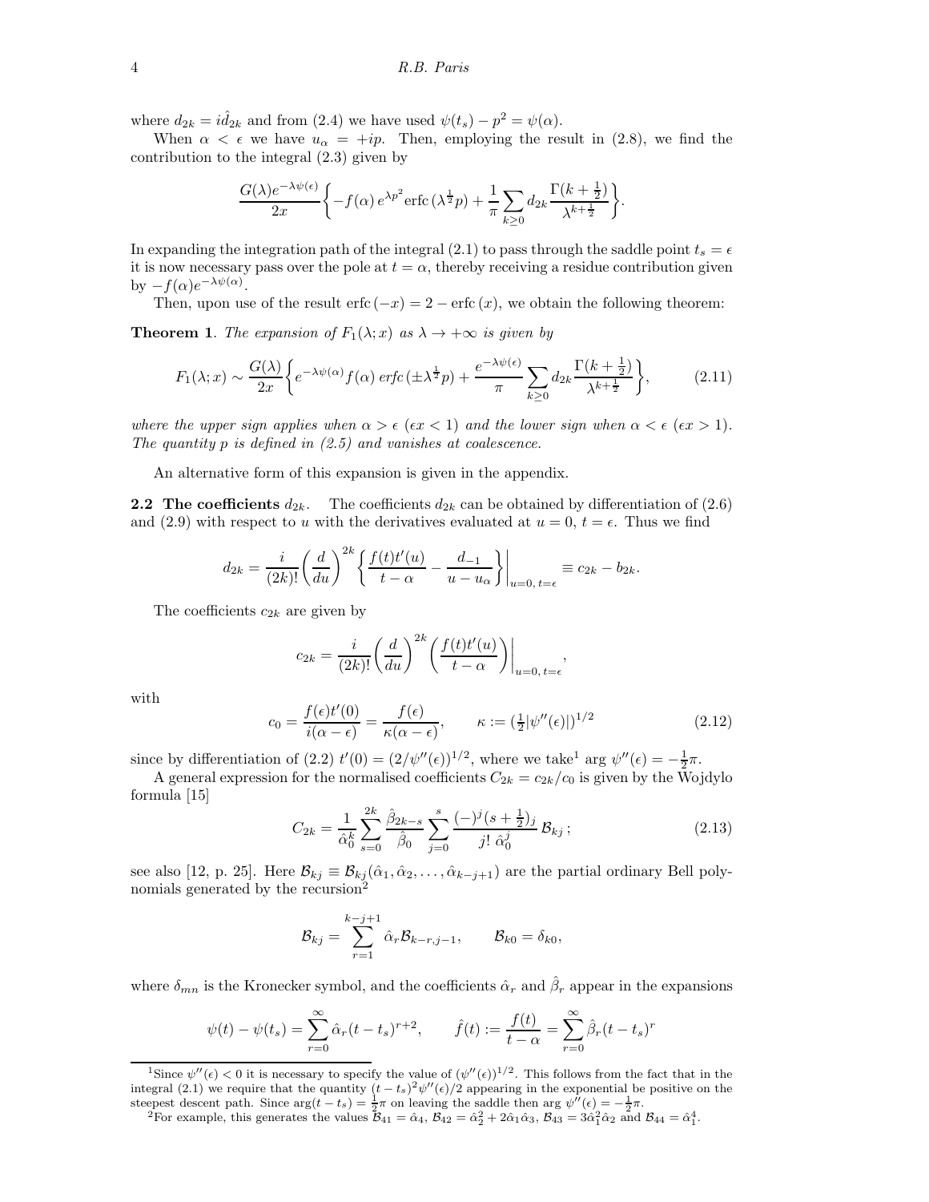where $d_{2k} = i\hat{d}_{2k}$ and from (2.4) we have used $\psi(t_s) - p^2 = \psi(\alpha)$.

When $\alpha < \epsilon$ we have $u_\alpha = +ip$. Then, employing the result in (2.8), we find the contribution to the integral (2.3) given by

$$\frac{G(\lambda)e^{-\lambda\psi(\epsilon)}}{2x}\bigg\{-f(\alpha)\,e^{\lambda p^2}\mathrm{erfc}\,(\lambda^{\frac{1}{2}}p) + \frac{1}{\pi}\sum_{k\geq 0} d_{2k}\frac{\Gamma(k+\frac{1}{2})}{\lambda^{k+\frac{1}{2}}}\bigg\}.$$

In expanding the integration path of the integral (2.1) to pass through the saddle point $t_s = \epsilon$ it is now necessary pass over the pole at $t = \alpha$, thereby receiving a residue contribution given by $-f(\alpha)e^{-\lambda\psi(\alpha)}$.

Then, upon use of the result $\mathrm{erfc}\,(-x) = 2 - \mathrm{erfc}\,(x)$, we obtain the following theorem:

**Theorem 1**. *The expansion of $F_1(\lambda; x)$ as $\lambda \to +\infty$ is given by*

$$F_1(\lambda; x) \sim \frac{G(\lambda)}{2x}\bigg\{e^{-\lambda\psi(\alpha)}f(\alpha)\,\mathit{erfc}\,(\pm\lambda^{\frac{1}{2}}p) + \frac{e^{-\lambda\psi(\epsilon)}}{\pi}\sum_{k\geq 0} d_{2k}\frac{\Gamma(k+\frac{1}{2})}{\lambda^{k+\frac{1}{2}}}\bigg\}, \tag{2.11}$$

*where the upper sign applies when $\alpha > \epsilon$ ($\epsilon x < 1$) and the lower sign when $\alpha < \epsilon$ ($\epsilon x > 1$). The quantity $p$ is defined in (2.5) and vanishes at coalescence.*

An alternative form of this expansion is given in the appendix.

**2.2 The coefficients $d_{2k}$.** The coefficients $d_{2k}$ can be obtained by differentiation of (2.6) and (2.9) with respect to $u$ with the derivatives evaluated at $u = 0$, $t = \epsilon$. Thus we find

$$d_{2k} = \frac{i}{(2k)!}\bigg(\frac{d}{du}\bigg)^{2k}\bigg\{\frac{f(t)t'(u)}{t-\alpha} - \frac{d_{-1}}{u-u_\alpha}\bigg\}\bigg|_{u=0,\,t=\epsilon} \equiv c_{2k} - b_{2k}.$$

The coefficients $c_{2k}$ are given by

$$c_{2k} = \frac{i}{(2k)!}\bigg(\frac{d}{du}\bigg)^{2k}\bigg(\frac{f(t)t'(u)}{t-\alpha}\bigg)\bigg|_{u=0,\,t=\epsilon},$$

with

$$c_0 = \frac{f(\epsilon)t'(0)}{i(\alpha-\epsilon)} = \frac{f(\epsilon)}{\kappa(\alpha-\epsilon)}, \qquad \kappa := (\tfrac{1}{2}|\psi''(\epsilon)|)^{1/2} \tag{2.12}$$

since by differentiation of (2.2) $t'(0) = (2/\psi''(\epsilon))^{1/2}$, where we take[1] $\arg\,\psi''(\epsilon) = -\frac{1}{2}\pi$.

A general expression for the normalised coefficients $C_{2k} = c_{2k}/c_0$ is given by the Wojdylo formula [15]

$$C_{2k} = \frac{1}{\hat{\alpha}_0^k}\sum_{s=0}^{2k}\frac{\hat{\beta}_{2k-s}}{\hat{\beta}_0}\sum_{j=0}^{s}\frac{(-)^j(s+\frac{1}{2})_j}{j!\;\hat{\alpha}_0^j}\,\mathcal{B}_{kj}\,; \tag{2.13}$$

see also [12, p. 25]. Here $\mathcal{B}_{kj} \equiv \mathcal{B}_{kj}(\hat{\alpha}_1, \hat{\alpha}_2, \ldots, \hat{\alpha}_{k-j+1})$ are the partial ordinary Bell polynomials generated by the recursion[2]

$$\mathcal{B}_{kj} = \sum_{r=1}^{k-j+1}\hat{\alpha}_r\mathcal{B}_{k-r,j-1}, \qquad \mathcal{B}_{k0} = \delta_{k0},$$

where $\delta_{mn}$ is the Kronecker symbol, and the coefficients $\hat{\alpha}_r$ and $\hat{\beta}_r$ appear in the expansions

$$\psi(t) - \psi(t_s) = \sum_{r=0}^{\infty}\hat{\alpha}_r(t-t_s)^{r+2}, \qquad \hat{f}(t) := \frac{f(t)}{t-\alpha} = \sum_{r=0}^{\infty}\hat{\beta}_r(t-t_s)^r$$

---

[1]Since $\psi''(\epsilon) < 0$ it is necessary to specify the value of $(\psi''(\epsilon))^{1/2}$. This follows from the fact that in the integral (2.1) we require that the quantity $(t-t_s)^2\psi''(\epsilon)/2$ appearing in the exponential be positive on the steepest descent path. Since $\arg(t-t_s) = \frac{1}{2}\pi$ on leaving the saddle then $\arg\,\psi''(\epsilon) = -\frac{1}{2}\pi$.

[2]For example, this generates the values $\mathcal{B}_{41} = \hat{\alpha}_4$, $\mathcal{B}_{42} = \hat{\alpha}_2^2 + 2\hat{\alpha}_1\hat{\alpha}_3$, $\mathcal{B}_{43} = 3\hat{\alpha}_1^2\hat{\alpha}_2$ and $\mathcal{B}_{44} = \hat{\alpha}_1^4$.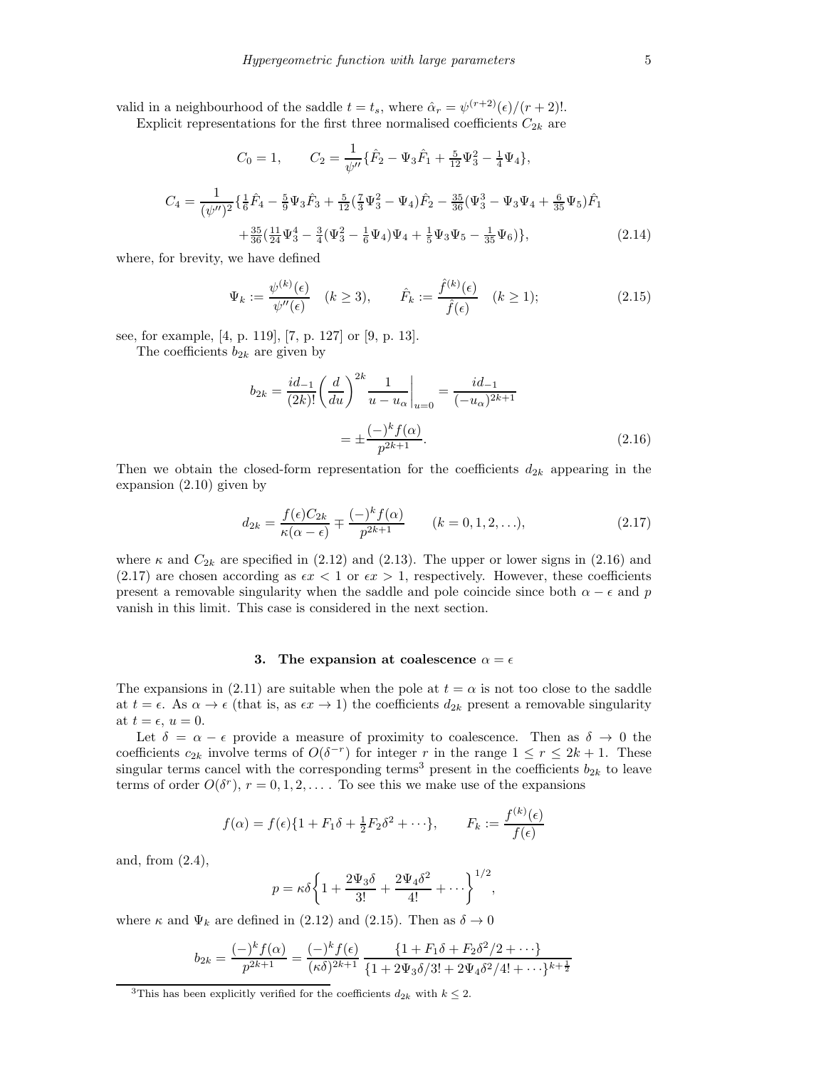valid in a neighbourhood of the saddle $t = t_s$, where $\hat{\alpha}_r = \psi^{(r+2)}(\epsilon)/(r+2)!$.

Explicit representations for the first three normalised coefficients $C_{2k}$ are

$$C_0 = 1, \qquad C_2 = \frac{1}{\psi''}\{\hat{F}_2 - \Psi_3\hat{F}_1 + \tfrac{5}{12}\Psi_3^2 - \tfrac{1}{4}\Psi_4\},$$

$$C_4 = \frac{1}{(\psi'')^2}\{\tfrac{1}{6}\hat{F}_4 - \tfrac{5}{9}\Psi_3\hat{F}_3 + \tfrac{5}{12}(\tfrac{7}{3}\Psi_3^2 - \Psi_4)\hat{F}_2 - \tfrac{35}{36}(\Psi_3^3 - \Psi_3\Psi_4 + \tfrac{6}{35}\Psi_5)\hat{F}_1$$
$$+ \tfrac{35}{36}(\tfrac{11}{24}\Psi_3^4 - \tfrac{3}{4}(\Psi_3^2 - \tfrac{1}{6}\Psi_4)\Psi_4 + \tfrac{1}{5}\Psi_3\Psi_5 - \tfrac{1}{35}\Psi_6)\}, \tag{2.14}$$

where, for brevity, we have defined

$$\Psi_k := \frac{\psi^{(k)}(\epsilon)}{\psi''(\epsilon)} \quad (k \geq 3), \qquad \hat{F}_k := \frac{\hat{f}^{(k)}(\epsilon)}{\hat{f}(\epsilon)} \quad (k \geq 1); \tag{2.15}$$

see, for example, [4, p. 119], [7, p. 127] or [9, p. 13].

The coefficients $b_{2k}$ are given by

$$b_{2k} = \frac{id_{-1}}{(2k)!}\left(\frac{d}{du}\right)^{2k} \frac{1}{u - u_\alpha}\bigg|_{u=0} = \frac{id_{-1}}{(-u_\alpha)^{2k+1}}$$
$$= \pm\frac{(-)^k f(\alpha)}{p^{2k+1}}. \tag{2.16}$$

Then we obtain the closed-form representation for the coefficients $d_{2k}$ appearing in the expansion (2.10) given by

$$d_{2k} = \frac{f(\epsilon)C_{2k}}{\kappa(\alpha - \epsilon)} \mp \frac{(-)^k f(\alpha)}{p^{2k+1}} \qquad (k = 0, 1, 2, \ldots), \tag{2.17}$$

where $\kappa$ and $C_{2k}$ are specified in (2.12) and (2.13). The upper or lower signs in (2.16) and (2.17) are chosen according as $\epsilon x < 1$ or $\epsilon x > 1$, respectively. However, these coefficients present a removable singularity when the saddle and pole coincide since both $\alpha - \epsilon$ and $p$ vanish in this limit. This case is considered in the next section.

## 3. The expansion at coalescence $\alpha = \epsilon$

The expansions in (2.11) are suitable when the pole at $t = \alpha$ is not too close to the saddle at $t = \epsilon$. As $\alpha \to \epsilon$ (that is, as $\epsilon x \to 1$) the coefficients $d_{2k}$ present a removable singularity at $t = \epsilon$, $u = 0$.

Let $\delta = \alpha - \epsilon$ provide a measure of proximity to coalescence. Then as $\delta \to 0$ the coefficients $c_{2k}$ involve terms of $O(\delta^{-r})$ for integer $r$ in the range $1 \leq r \leq 2k+1$. These singular terms cancel with the corresponding terms[3] present in the coefficients $b_{2k}$ to leave terms of order $O(\delta^r)$, $r = 0, 1, 2, \ldots$. To see this we make use of the expansions

$$f(\alpha) = f(\epsilon)\{1 + F_1\delta + \tfrac{1}{2}F_2\delta^2 + \cdots\}, \qquad F_k := \frac{f^{(k)}(\epsilon)}{f(\epsilon)}$$

and, from (2.4),

$$p = \kappa\delta\left\{1 + \frac{2\Psi_3\delta}{3!} + \frac{2\Psi_4\delta^2}{4!} + \cdots\right\}^{1/2},$$

where $\kappa$ and $\Psi_k$ are defined in (2.12) and (2.15). Then as $\delta \to 0$

$$b_{2k} = \frac{(-)^k f(\alpha)}{p^{2k+1}} = \frac{(-)^k f(\epsilon)}{(\kappa\delta)^{2k+1}} \frac{\{1 + F_1\delta + F_2\delta^2/2 + \cdots\}}{\{1 + 2\Psi_3\delta/3! + 2\Psi_4\delta^2/4! + \cdots\}^{k+\frac{1}{2}}}$$

---

[3] This has been explicitly verified for the coefficients $d_{2k}$ with $k \leq 2$.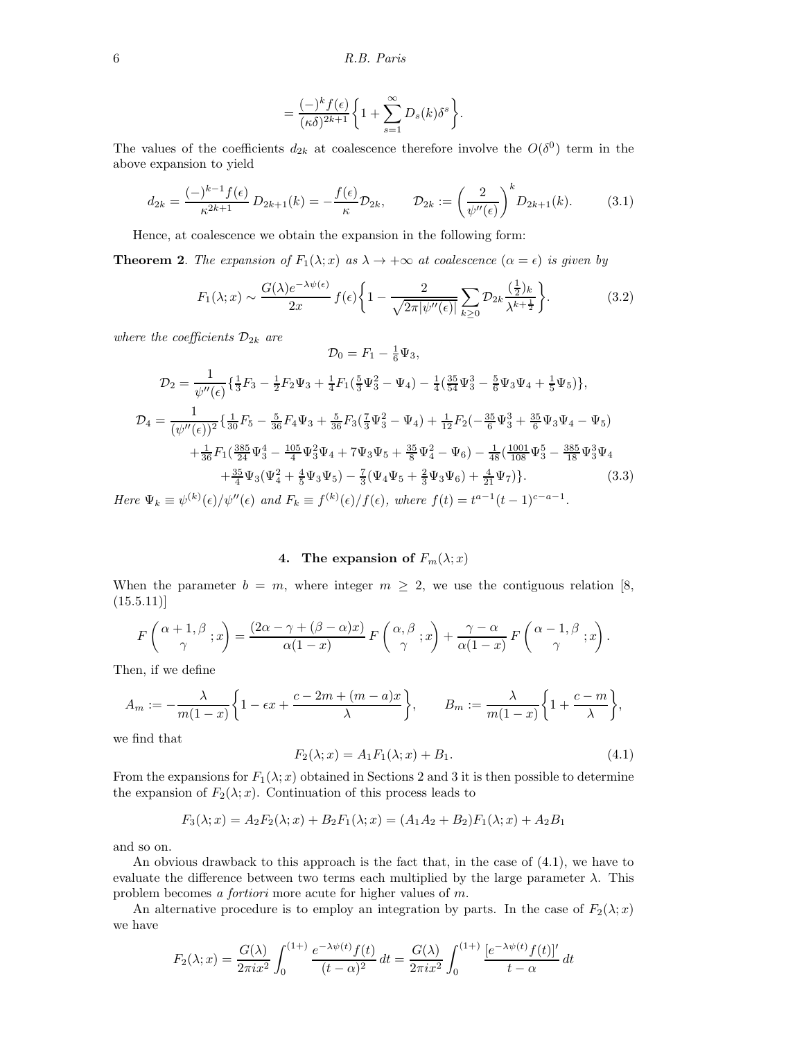$$= \frac{(-)^k f(\epsilon)}{(\kappa\delta)^{2k+1}} \biggl\{ 1 + \sum_{s=1}^\infty D_s(k) \delta^s \biggr\}.$$

The values of the coefficients $d_{2k}$ at coalescence therefore involve the $O(\delta^0)$ term in the above expansion to yield

$$d_{2k} = \frac{(-)^{k-1} f(\epsilon)}{\kappa^{2k+1}}\, D_{2k+1}(k) = -\frac{f(\epsilon)}{\kappa} \mathcal{D}_{2k}, \qquad \mathcal{D}_{2k} := \biggl(\frac{2}{\psi''(\epsilon)}\biggr)^k D_{2k+1}(k). \tag{3.1}$$

Hence, at coalescence we obtain the expansion in the following form:

**Theorem 2**. *The expansion of $F_1(\lambda; x)$ as $\lambda \to +\infty$ at coalescence ($\alpha = \epsilon$) is given by*

$$F_1(\lambda; x) \sim \frac{G(\lambda) e^{-\lambda\psi(\epsilon)}}{2x}\, f(\epsilon) \biggl\{ 1 - \frac{2}{\sqrt{2\pi|\psi''(\epsilon)|}} \sum_{k\geq 0} \mathcal{D}_{2k} \frac{(\frac{1}{2})_k}{\lambda^{k+\frac{1}{2}}} \biggr\}. \tag{3.2}$$

*where the coefficients $\mathcal{D}_{2k}$ are*

$$\mathcal{D}_0 = F_1 - \tfrac{1}{6}\Psi_3,$$

$$\mathcal{D}_2 = \frac{1}{\psi''(\epsilon)} \{ \tfrac{1}{3}F_3 - \tfrac{1}{2}F_2\Psi_3 + \tfrac{1}{4}F_1(\tfrac{5}{3}\Psi_3^2 - \Psi_4) - \tfrac{1}{4}(\tfrac{35}{54}\Psi_3^3 - \tfrac{5}{6}\Psi_3\Psi_4 + \tfrac{1}{5}\Psi_5) \},$$

$$\begin{aligned}
\mathcal{D}_4 = \frac{1}{(\psi''(\epsilon))^2} \{ & \tfrac{1}{30}F_5 - \tfrac{5}{36}F_4\Psi_3 + \tfrac{5}{36}F_3(\tfrac{7}{3}\Psi_3^2 - \Psi_4) + \tfrac{1}{12}F_2(-\tfrac{35}{6}\Psi_3^3 + \tfrac{35}{6}\Psi_3\Psi_4 - \Psi_5) \\
& + \tfrac{1}{36}F_1(\tfrac{385}{24}\Psi_3^4 - \tfrac{105}{4}\Psi_3^2\Psi_4 + 7\Psi_3\Psi_5 + \tfrac{35}{8}\Psi_4^2 - \Psi_6) - \tfrac{1}{48}(\tfrac{1001}{108}\Psi_3^5 - \tfrac{385}{18}\Psi_3^3\Psi_4 \\
& + \tfrac{35}{4}\Psi_3(\Psi_4^2 + \tfrac{4}{5}\Psi_3\Psi_5) - \tfrac{7}{3}(\Psi_4\Psi_5 + \tfrac{2}{3}\Psi_3\Psi_6) + \tfrac{4}{21}\Psi_7) \}.
\end{aligned} \tag{3.3}$$

*Here $\Psi_k \equiv \psi^{(k)}(\epsilon)/\psi''(\epsilon)$ and $F_k \equiv f^{(k)}(\epsilon)/f(\epsilon)$, where $f(t) = t^{a-1}(t-1)^{c-a-1}$.*

## 4. The expansion of $F_m(\lambda; x)$

When the parameter $b = m$, where integer $m \geq 2$, we use the contiguous relation [8, (15.5.11)]

$$F\left( {\alpha+1, \beta \atop \gamma} ; x \right) = \frac{(2\alpha - \gamma + (\beta - \alpha)x)}{\alpha(1-x)}\, F\left( {\alpha, \beta \atop \gamma} ; x \right) + \frac{\gamma - \alpha}{\alpha(1-x)}\, F\left( {\alpha - 1, \beta \atop \gamma} ; x \right).$$

Then, if we define

$$A_m := -\frac{\lambda}{m(1-x)} \biggl\{ 1 - \epsilon x + \frac{c - 2m + (m-a)x}{\lambda} \biggr\}, \qquad B_m := \frac{\lambda}{m(1-x)} \biggl\{ 1 + \frac{c-m}{\lambda} \biggr\},$$

we find that

$$F_2(\lambda; x) = A_1 F_1(\lambda; x) + B_1. \tag{4.1}$$

From the expansions for $F_1(\lambda; x)$ obtained in Sections 2 and 3 it is then possible to determine the expansion of $F_2(\lambda; x)$. Continuation of this process leads to

$$F_3(\lambda; x) = A_2 F_2(\lambda; x) + B_2 F_1(\lambda; x) = (A_1 A_2 + B_2) F_1(\lambda; x) + A_2 B_1$$

and so on.

An obvious drawback to this approach is the fact that, in the case of (4.1), we have to evaluate the difference between two terms each multiplied by the large parameter $\lambda$. This problem becomes *a fortiori* more acute for higher values of $m$.

An alternative procedure is to employ an integration by parts. In the case of $F_2(\lambda; x)$ we have

$$F_2(\lambda; x) = \frac{G(\lambda)}{2\pi i x^2} \int_0^{(1+)} \frac{e^{-\lambda\psi(t)} f(t)}{(t-\alpha)^2}\, dt = \frac{G(\lambda)}{2\pi i x^2} \int_0^{(1+)} \frac{[e^{-\lambda\psi(t)} f(t)]'}{t - \alpha}\, dt$$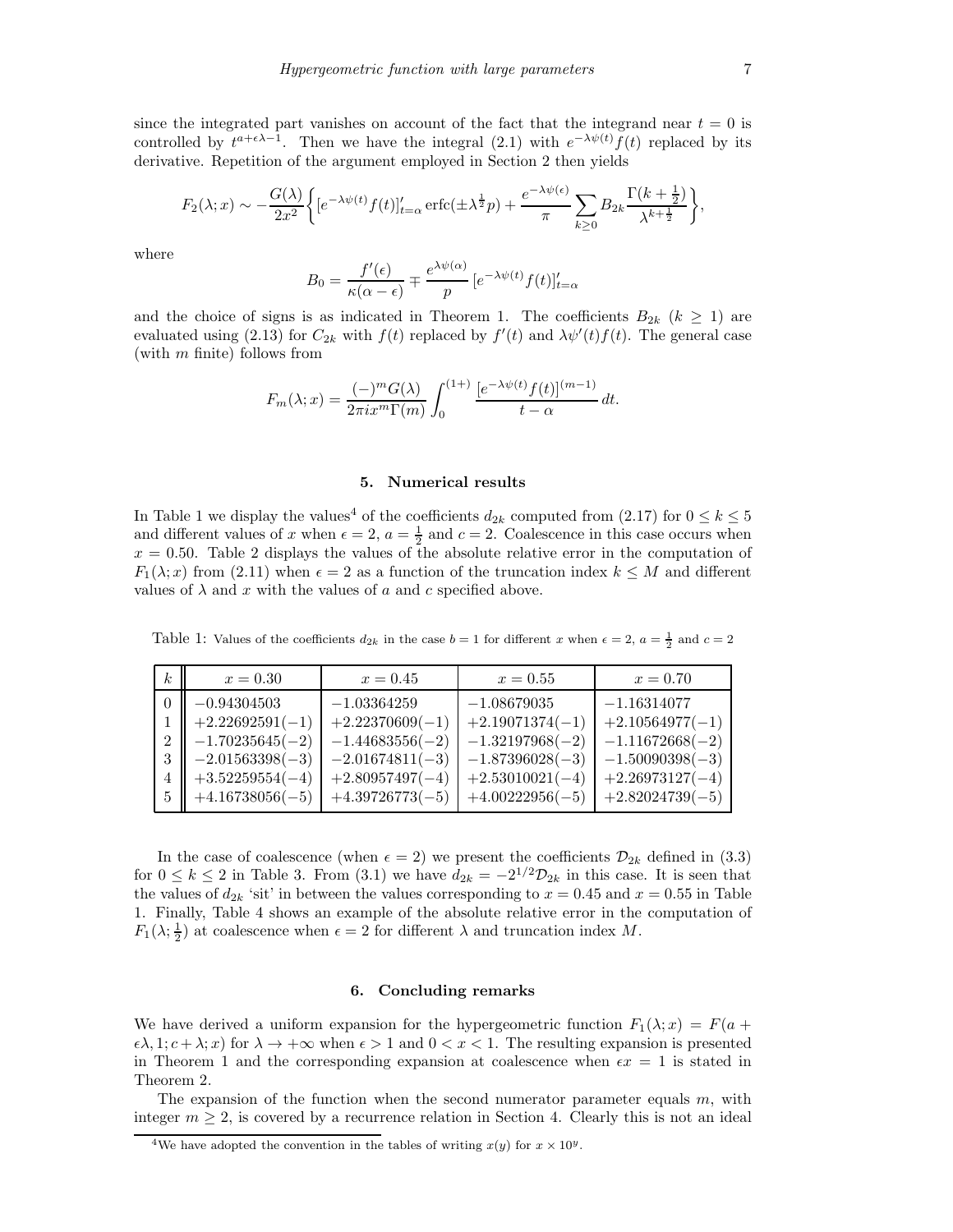since the integrated part vanishes on account of the fact that the integrand near $t = 0$ is controlled by $t^{a+\epsilon\lambda-1}$. Then we have the integral (2.1) with $e^{-\lambda\psi(t)}f(t)$ replaced by its derivative. Repetition of the argument employed in Section 2 then yields

$$F_2(\lambda; x) \sim -\frac{G(\lambda)}{2x^2}\bigg\{[e^{-\lambda\psi(t)}f(t)]'_{t=\alpha}\,\mathrm{erfc}(\pm\lambda^{\frac{1}{2}}p) + \frac{e^{-\lambda\psi(\epsilon)}}{\pi}\sum_{k\geq 0} B_{2k}\frac{\Gamma(k+\frac{1}{2})}{\lambda^{k+\frac{1}{2}}}\bigg\},$$

where

$$B_0 = \frac{f'(\epsilon)}{\kappa(\alpha-\epsilon)} \mp \frac{e^{\lambda\psi(\alpha)}}{p}\,[e^{-\lambda\psi(t)}f(t)]'_{t=\alpha}$$

and the choice of signs is as indicated in Theorem 1. The coefficients $B_{2k}$ $(k \geq 1)$ are evaluated using (2.13) for $C_{2k}$ with $f(t)$ replaced by $f'(t)$ and $\lambda\psi'(t)f(t)$. The general case (with $m$ finite) follows from

$$F_m(\lambda; x) = \frac{(-)^m G(\lambda)}{2\pi i x^m \Gamma(m)}\int_0^{(1+)} \frac{[e^{-\lambda\psi(t)}f(t)]^{(m-1)}}{t-\alpha}\,dt.$$

## 5. Numerical results

In Table 1 we display the values[4] of the coefficients $d_{2k}$ computed from (2.17) for $0 \leq k \leq 5$ and different values of $x$ when $\epsilon = 2$, $a = \frac{1}{2}$ and $c = 2$. Coalescence in this case occurs when $x = 0.50$. Table 2 displays the values of the absolute relative error in the computation of $F_1(\lambda; x)$ from (2.11) when $\epsilon = 2$ as a function of the truncation index $k \leq M$ and different values of $\lambda$ and $x$ with the values of $a$ and $c$ specified above.

Table 1: Values of the coefficients $d_{2k}$ in the case $b = 1$ for different $x$ when $\epsilon = 2$, $a = \frac{1}{2}$ and $c = 2$

| $k$ | $x = 0.30$ | $x = 0.45$ | $x = 0.55$ | $x = 0.70$ |
|---|---|---|---|---|
| 0 | $-0.94304503$ | $-1.03364259$ | $-1.08679035$ | $-1.16314077$ |
| 1 | $+2.22692591(-1)$ | $+2.22370609(-1)$ | $+2.19071374(-1)$ | $+2.10564977(-1)$ |
| 2 | $-1.70235645(-2)$ | $-1.44683556(-2)$ | $-1.32197968(-2)$ | $-1.11672668(-2)$ |
| 3 | $-2.01563398(-3)$ | $-2.01674811(-3)$ | $-1.87396028(-3)$ | $-1.50090398(-3)$ |
| 4 | $+3.52259554(-4)$ | $+2.80957497(-4)$ | $+2.53010021(-4)$ | $+2.26973127(-4)$ |
| 5 | $+4.16738056(-5)$ | $+4.39726773(-5)$ | $+4.00222956(-5)$ | $+2.82024739(-5)$ |

In the case of coalescence (when $\epsilon = 2$) we present the coefficients $\mathcal{D}_{2k}$ defined in (3.3) for $0 \leq k \leq 2$ in Table 3. From (3.1) we have $d_{2k} = -2^{1/2}\mathcal{D}_{2k}$ in this case. It is seen that the values of $d_{2k}$ 'sit' in between the values corresponding to $x = 0.45$ and $x = 0.55$ in Table 1. Finally, Table 4 shows an example of the absolute relative error in the computation of $F_1(\lambda; \frac{1}{2})$ at coalescence when $\epsilon = 2$ for different $\lambda$ and truncation index $M$.

## 6. Concluding remarks

We have derived a uniform expansion for the hypergeometric function $F_1(\lambda; x) = F(a + \epsilon\lambda, 1; c + \lambda; x)$ for $\lambda \to +\infty$ when $\epsilon > 1$ and $0 < x < 1$. The resulting expansion is presented in Theorem 1 and the corresponding expansion at coalescence when $\epsilon x = 1$ is stated in Theorem 2.

The expansion of the function when the second numerator parameter equals $m$, with integer $m \geq 2$, is covered by a recurrence relation in Section 4. Clearly this is not an ideal

[4] We have adopted the convention in the tables of writing $x(y)$ for $x \times 10^y$.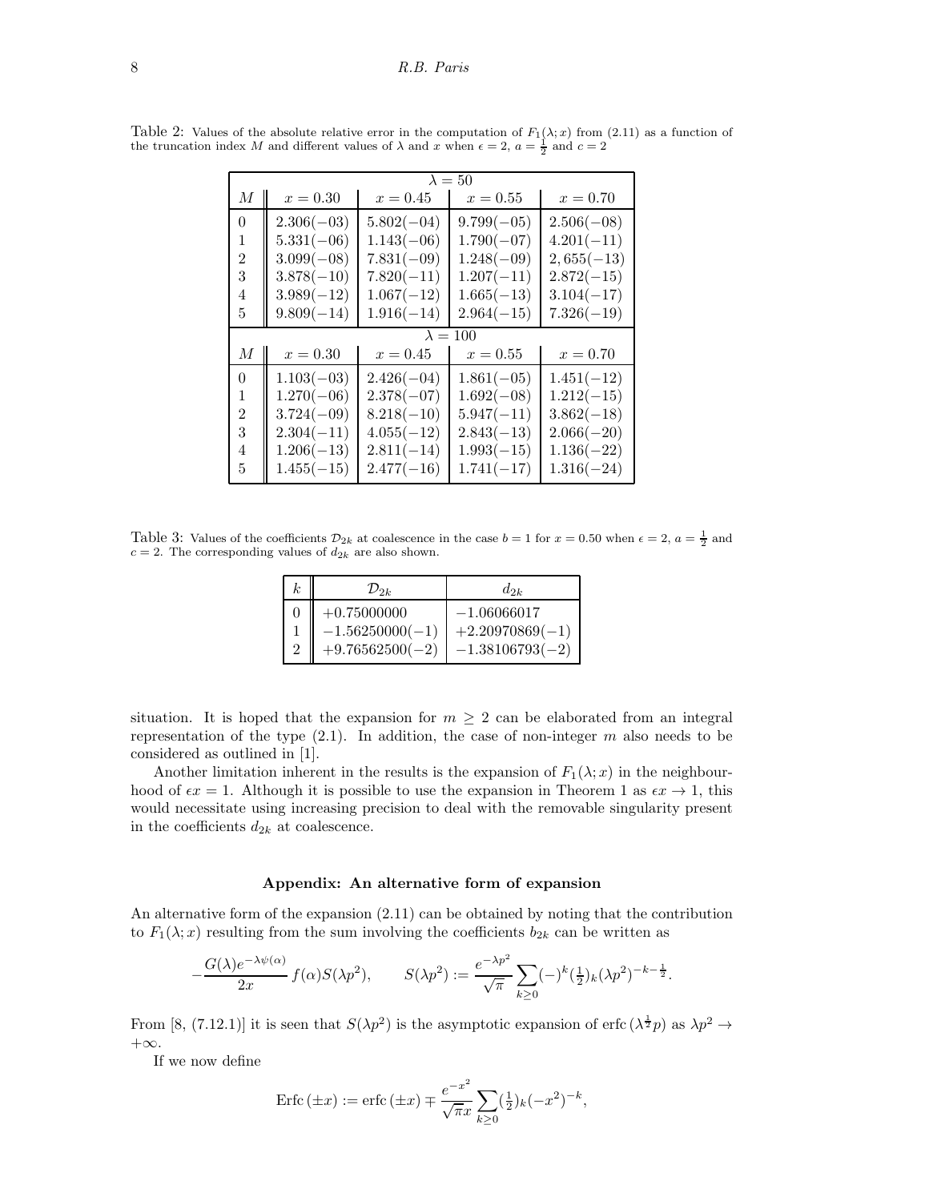Table 2: Values of the absolute relative error in the computation of $F_1(\lambda; x)$ from (2.11) as a function of the truncation index $M$ and different values of $\lambda$ and $x$ when $\epsilon = 2$, $a = \frac{1}{2}$ and $c = 2$

| | $\lambda = 50$ | | | |
|---|---|---|---|---|
| $M$ | $x = 0.30$ | $x = 0.45$ | $x = 0.55$ | $x = 0.70$ |
| 0 | $2.306(-03)$ | $5.802(-04)$ | $9.799(-05)$ | $2.506(-08)$ |
| 1 | $5.331(-06)$ | $1.143(-06)$ | $1.790(-07)$ | $4.201(-11)$ |
| 2 | $3.099(-08)$ | $7.831(-09)$ | $1.248(-09)$ | $2,655(-13)$ |
| 3 | $3.878(-10)$ | $7.820(-11)$ | $1.207(-11)$ | $2.872(-15)$ |
| 4 | $3.989(-12)$ | $1.067(-12)$ | $1.665(-13)$ | $3.104(-17)$ |
| 5 | $9.809(-14)$ | $1.916(-14)$ | $2.964(-15)$ | $7.326(-19)$ |
| | $\lambda = 100$ | | | |
| $M$ | $x = 0.30$ | $x = 0.45$ | $x = 0.55$ | $x = 0.70$ |
| 0 | $1.103(-03)$ | $2.426(-04)$ | $1.861(-05)$ | $1.451(-12)$ |
| 1 | $1.270(-06)$ | $2.378(-07)$ | $1.692(-08)$ | $1.212(-15)$ |
| 2 | $3.724(-09)$ | $8.218(-10)$ | $5.947(-11)$ | $3.862(-18)$ |
| 3 | $2.304(-11)$ | $4.055(-12)$ | $2.843(-13)$ | $2.066(-20)$ |
| 4 | $1.206(-13)$ | $2.811(-14)$ | $1.993(-15)$ | $1.136(-22)$ |
| 5 | $1.455(-15)$ | $2.477(-16)$ | $1.741(-17)$ | $1.316(-24)$ |

Table 3: Values of the coefficients $\mathcal{D}_{2k}$ at coalescence in the case $b = 1$ for $x = 0.50$ when $\epsilon = 2$, $a = \frac{1}{2}$ and $c = 2$. The corresponding values of $d_{2k}$ are also shown.

| $k$ | $\mathcal{D}_{2k}$ | $d_{2k}$ |
|---|---|---|
| 0 | $+0.75000000$ | $-1.06066017$ |
| 1 | $-1.56250000(-1)$ | $+2.20970869(-1)$ |
| 2 | $+9.76562500(-2)$ | $-1.38106793(-2)$ |

situation. It is hoped that the expansion for $m \geq 2$ can be elaborated from an integral representation of the type (2.1). In addition, the case of non-integer $m$ also needs to be considered as outlined in [1].

Another limitation inherent in the results is the expansion of $F_1(\lambda; x)$ in the neighbourhood of $\epsilon x = 1$. Although it is possible to use the expansion in Theorem 1 as $\epsilon x \to 1$, this would necessitate using increasing precision to deal with the removable singularity present in the coefficients $d_{2k}$ at coalescence.

## Appendix: An alternative form of expansion

An alternative form of the expansion (2.11) can be obtained by noting that the contribution to $F_1(\lambda; x)$ resulting from the sum involving the coefficients $b_{2k}$ can be written as

$$-\frac{G(\lambda)e^{-\lambda\psi(\alpha)}}{2x} f(\alpha) S(\lambda p^2), \qquad S(\lambda p^2) := \frac{e^{-\lambda p^2}}{\sqrt{\pi}} \sum_{k\geq 0} (-)^k (\tfrac{1}{2})_k (\lambda p^2)^{-k-\frac{1}{2}}.$$

From [8, (7.12.1)] it is seen that $S(\lambda p^2)$ is the asymptotic expansion of $\mathrm{erfc}\,(\lambda^{\frac{1}{2}} p)$ as $\lambda p^2 \to +\infty$.

If we now define

$$\mathrm{Erfc}\,(\pm x) := \mathrm{erfc}\,(\pm x) \mp \frac{e^{-x^2}}{\sqrt{\pi} x} \sum_{k\geq 0} (\tfrac{1}{2})_k (-x^2)^{-k},$$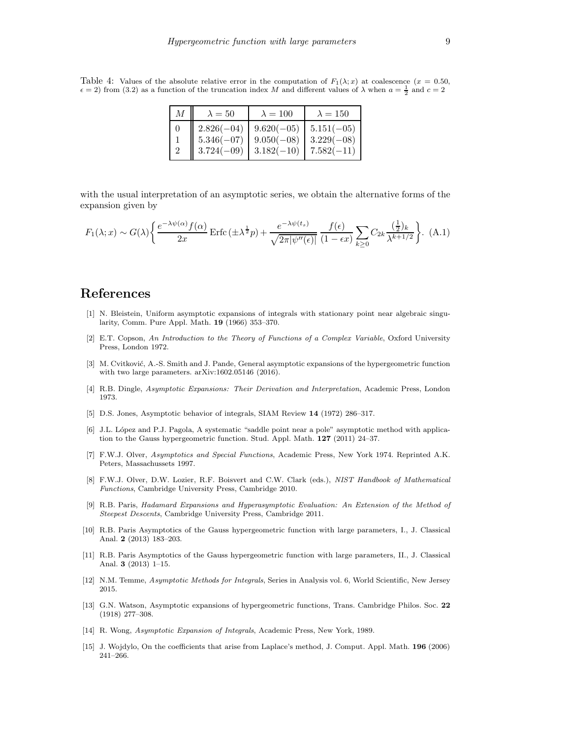Table 4: Values of the absolute relative error in the computation of $F_1(\lambda;x)$ at coalescence ($x = 0.50$, $\epsilon = 2$) from (3.2) as a function of the truncation index $M$ and different values of $\lambda$ when $a = \frac{1}{2}$ and $c = 2$

| $M$ | $\lambda = 50$ | $\lambda = 100$ | $\lambda = 150$ |
|---|---|---|---|
| 0 | $2.826(-04)$ | $9.620(-05)$ | $5.151(-05)$ |
| 1 | $5.346(-07)$ | $9.050(-08)$ | $3.229(-08)$ |
| 2 | $3.724(-09)$ | $3.182(-10)$ | $7.582(-11)$ |

with the usual interpretation of an asymptotic series, we obtain the alternative forms of the expansion given by

$$F_1(\lambda;x) \sim G(\lambda)\left\{\frac{e^{-\lambda\psi(\alpha)}f(\alpha)}{2x}\,\mathrm{Erfc}\,(\pm\lambda^{\frac{1}{2}}p) + \frac{e^{-\lambda\psi(t_s)}}{\sqrt{2\pi|\psi''(\epsilon)|}}\,\frac{f(\epsilon)}{(1-\epsilon x)}\sum_{k\geq 0} C_{2k}\frac{(\frac{1}{2})_k}{\lambda^{k+1/2}}\right\}. \quad \text{(A.1)}$$

## References

[1] N. Bleistein, Uniform asymptotic expansions of integrals with stationary point near algebraic singularity, Comm. Pure Appl. Math. **19** (1966) 353–370.

[2] E.T. Copson, *An Introduction to the Theory of Functions of a Complex Variable*, Oxford University Press, London 1972.

[3] M. Cvitković, A.-S. Smith and J. Pande, General asymptotic expansions of the hypergeometric function with two large parameters. arXiv:1602.05146 (2016).

[4] R.B. Dingle, *Asymptotic Expansions: Their Derivation and Interpretation*, Academic Press, London 1973.

[5] D.S. Jones, Asymptotic behavior of integrals, SIAM Review **14** (1972) 286–317.

[6] J.L. López and P.J. Pagola, A systematic "saddle point near a pole" asymptotic method with application to the Gauss hypergeometric function. Stud. Appl. Math. **127** (2011) 24–37.

[7] F.W.J. Olver, *Asymptotics and Special Functions*, Academic Press, New York 1974. Reprinted A.K. Peters, Massachussets 1997.

[8] F.W.J. Olver, D.W. Lozier, R.F. Boisvert and C.W. Clark (eds.), *NIST Handbook of Mathematical Functions*, Cambridge University Press, Cambridge 2010.

[9] R.B. Paris, *Hadamard Expansions and Hyperasymptotic Evaluation: An Extension of the Method of Steepest Descents*, Cambridge University Press, Cambridge 2011.

[10] R.B. Paris Asymptotics of the Gauss hypergeometric function with large parameters, I., J. Classical Anal. **2** (2013) 183–203.

[11] R.B. Paris Asymptotics of the Gauss hypergeometric function with large parameters, II., J. Classical Anal. **3** (2013) 1–15.

[12] N.M. Temme, *Asymptotic Methods for Integrals*, Series in Analysis vol. 6, World Scientific, New Jersey 2015.

[13] G.N. Watson, Asymptotic expansions of hypergeometric functions, Trans. Cambridge Philos. Soc. **22** (1918) 277–308.

[14] R. Wong, *Asymptotic Expansion of Integrals*, Academic Press, New York, 1989.

[15] J. Wojdylo, On the coefficients that arise from Laplace's method, J. Comput. Appl. Math. **196** (2006) 241–266.